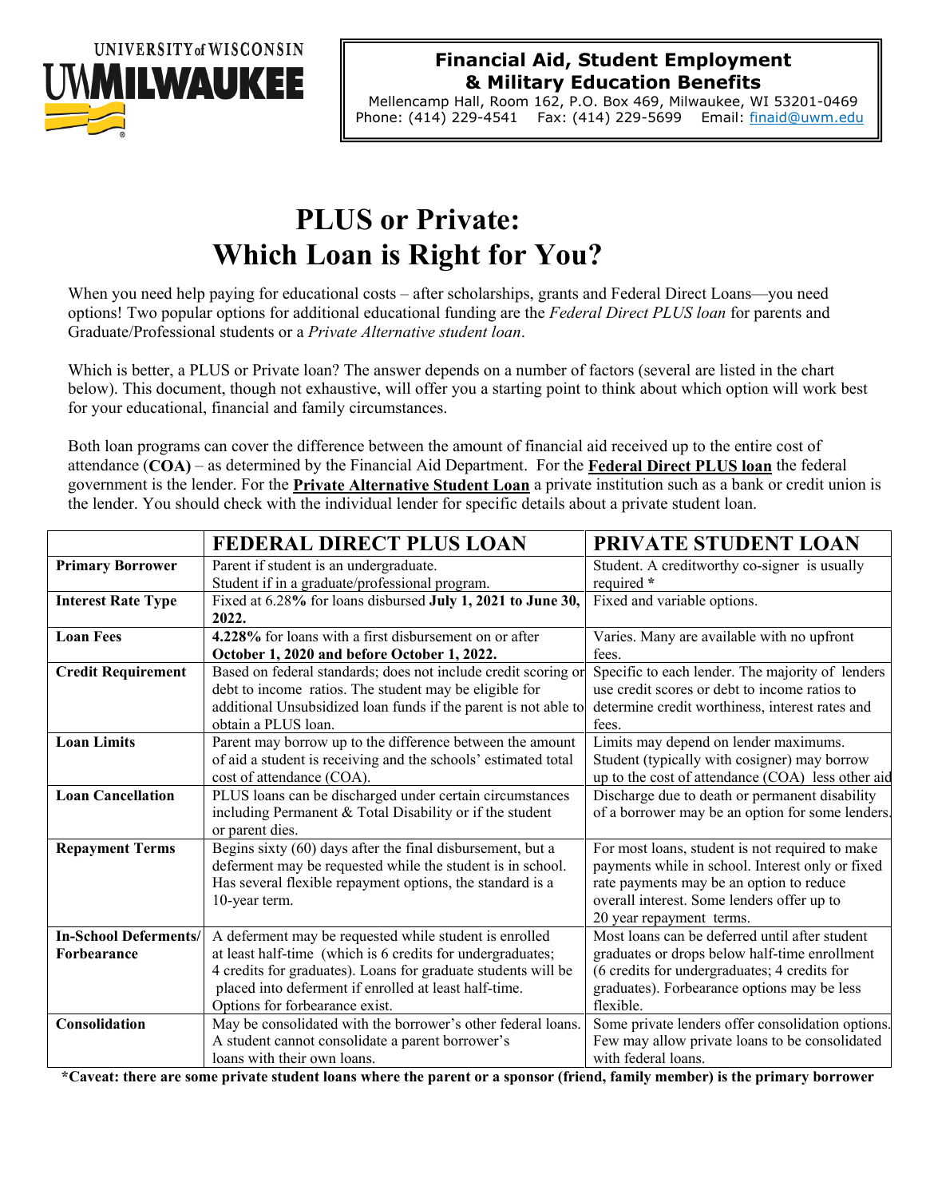UNIVERSITY of WISCONSIN
UWMILWAUKEE

**Financial Aid, Student Employment & Military Education Benefits**
Mellencamp Hall, Room 162, P.O. Box 469, Milwaukee, WI 53201-0469
Phone: (414) 229-4541 Fax: (414) 229-5699 Email: finaid@uwm.edu

# PLUS or Private: Which Loan is Right for You?

When you need help paying for educational costs – after scholarships, grants and Federal Direct Loans—you need options! Two popular options for additional educational funding are the *Federal Direct PLUS loan* for parents and Graduate/Professional students or a *Private Alternative student loan*.

Which is better, a PLUS or Private loan? The answer depends on a number of factors (several are listed in the chart below). This document, though not exhaustive, will offer you a starting point to think about which option will work best for your educational, financial and family circumstances.

Both loan programs can cover the difference between the amount of financial aid received up to the entire cost of attendance (**COA**) – as determined by the Financial Aid Department. For the **Federal Direct PLUS loan** the federal government is the lender. For the **Private Alternative Student Loan** a private institution such as a bank or credit union is the lender. You should check with the individual lender for specific details about a private student loan.

| | FEDERAL DIRECT PLUS LOAN | PRIVATE STUDENT LOAN |
|---|---|---|
| **Primary Borrower** | Parent if student is an undergraduate. Student if in a graduate/professional program. | Student. A creditworthy co-signer is usually required * |
| **Interest Rate Type** | Fixed at 6.28**%** for loans disbursed **July 1, 2021 to June 30, 2022.** | Fixed and variable options. |
| **Loan Fees** | **4.228%** for loans with a first disbursement on or after **October 1, 2020 and before October 1, 2022.** | Varies. Many are available with no upfront fees. |
| **Credit Requirement** | Based on federal standards; does not include credit scoring or debt to income ratios. The student may be eligible for additional Unsubsidized loan funds if the parent is not able to obtain a PLUS loan. | Specific to each lender. The majority of lenders use credit scores or debt to income ratios to determine credit worthiness, interest rates and fees. |
| **Loan Limits** | Parent may borrow up to the difference between the amount of aid a student is receiving and the schools' estimated total cost of attendance (COA). | Limits may depend on lender maximums. Student (typically with cosigner) may borrow up to the cost of attendance (COA) less other aid |
| **Loan Cancellation** | PLUS loans can be discharged under certain circumstances including Permanent & Total Disability or if the student or parent dies. | Discharge due to death or permanent disability of a borrower may be an option for some lenders. |
| **Repayment Terms** | Begins sixty (60) days after the final disbursement, but a deferment may be requested while the student is in school. Has several flexible repayment options, the standard is a 10-year term. | For most loans, student is not required to make payments while in school. Interest only or fixed rate payments may be an option to reduce overall interest. Some lenders offer up to 20 year repayment terms. |
| **In-School Deferments/ Forbearance** | A deferment may be requested while student is enrolled at least half-time (which is 6 credits for undergraduates; 4 credits for graduates). Loans for graduate students will be placed into deferment if enrolled at least half-time. Options for forbearance exist. | Most loans can be deferred until after student graduates or drops below half-time enrollment (6 credits for undergraduates; 4 credits for graduates). Forbearance options may be less flexible. |
| **Consolidation** | May be consolidated with the borrower's other federal loans. A student cannot consolidate a parent borrower's loans with their own loans. | Some private lenders offer consolidation options. Few may allow private loans to be consolidated with federal loans. |

**\*Caveat: there are some private student loans where the parent or a sponsor (friend, family member) is the primary borrower**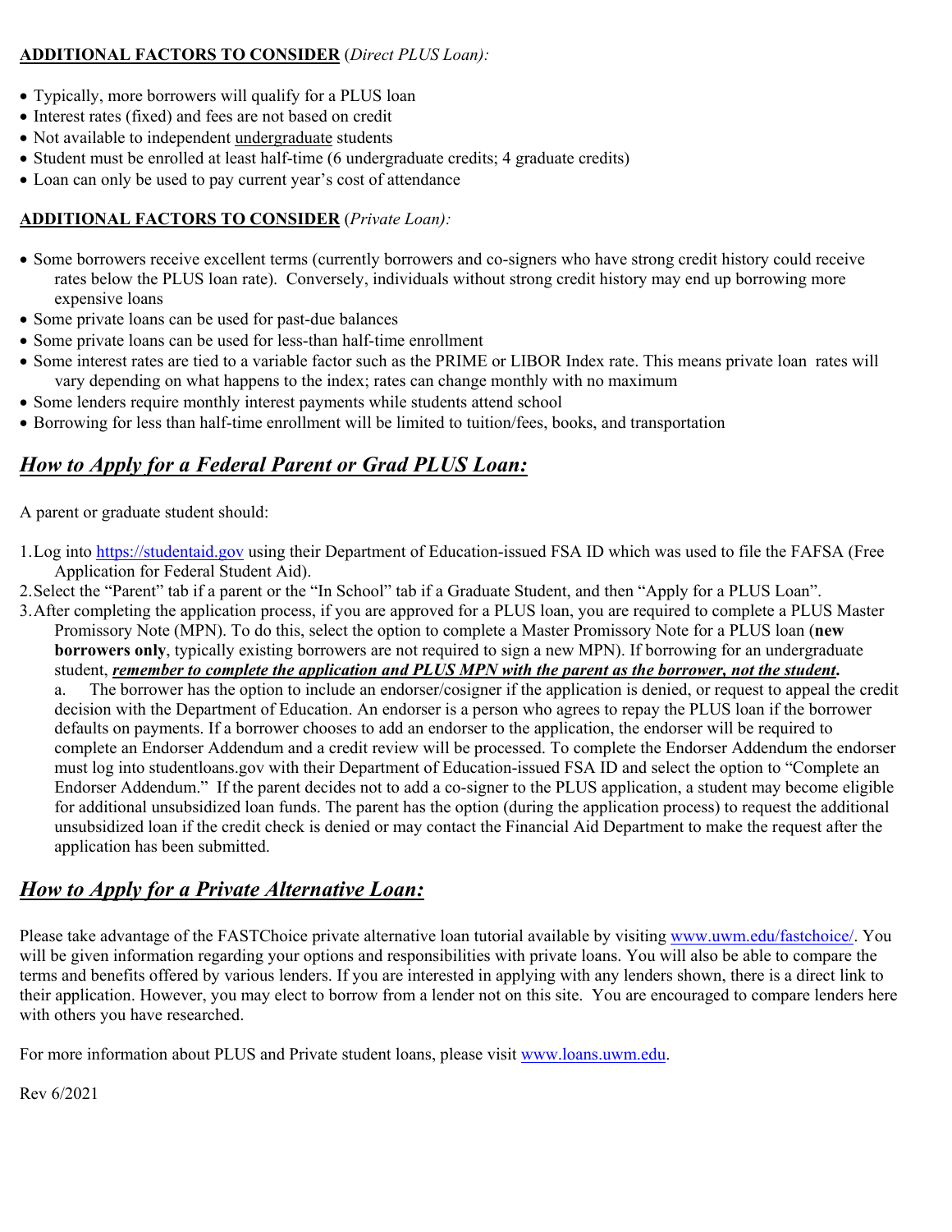**ADDITIONAL FACTORS TO CONSIDER** (*Direct PLUS Loan):*

- Typically, more borrowers will qualify for a PLUS loan
- Interest rates (fixed) and fees are not based on credit
- Not available to independent undergraduate students
- Student must be enrolled at least half-time (6 undergraduate credits; 4 graduate credits)
- Loan can only be used to pay current year's cost of attendance

**ADDITIONAL FACTORS TO CONSIDER** (*Private Loan):*

- Some borrowers receive excellent terms (currently borrowers and co-signers who have strong credit history could receive rates below the PLUS loan rate). Conversely, individuals without strong credit history may end up borrowing more expensive loans
- Some private loans can be used for past-due balances
- Some private loans can be used for less-than half-time enrollment
- Some interest rates are tied to a variable factor such as the PRIME or LIBOR Index rate. This means private loan rates will vary depending on what happens to the index; rates can change monthly with no maximum
- Some lenders require monthly interest payments while students attend school
- Borrowing for less than half-time enrollment will be limited to tuition/fees, books, and transportation

## *How to Apply for a Federal Parent or Grad PLUS Loan:*

A parent or graduate student should:

1. Log into https://studentaid.gov using their Department of Education-issued FSA ID which was used to file the FAFSA (Free Application for Federal Student Aid).
2. Select the "Parent" tab if a parent or the "In School" tab if a Graduate Student, and then "Apply for a PLUS Loan".
3. After completing the application process, if you are approved for a PLUS loan, you are required to complete a PLUS Master Promissory Note (MPN). To do this, select the option to complete a Master Promissory Note for a PLUS loan (**new borrowers only**, typically existing borrowers are not required to sign a new MPN). If borrowing for an undergraduate student, ***remember to complete the application and PLUS MPN with the parent as the borrower, not the student.***
    a. The borrower has the option to include an endorser/cosigner if the application is denied, or request to appeal the credit decision with the Department of Education. An endorser is a person who agrees to repay the PLUS loan if the borrower defaults on payments. If a borrower chooses to add an endorser to the application, the endorser will be required to complete an Endorser Addendum and a credit review will be processed. To complete the Endorser Addendum the endorser must log into studentloans.gov with their Department of Education-issued FSA ID and select the option to "Complete an Endorser Addendum." If the parent decides not to add a co-signer to the PLUS application, a student may become eligible for additional unsubsidized loan funds. The parent has the option (during the application process) to request the additional unsubsidized loan if the credit check is denied or may contact the Financial Aid Department to make the request after the application has been submitted.

## *How to Apply for a Private Alternative Loan:*

Please take advantage of the FASTChoice private alternative loan tutorial available by visiting www.uwm.edu/fastchoice/. You will be given information regarding your options and responsibilities with private loans. You will also be able to compare the terms and benefits offered by various lenders. If you are interested in applying with any lenders shown, there is a direct link to their application. However, you may elect to borrow from a lender not on this site. You are encouraged to compare lenders here with others you have researched.

For more information about PLUS and Private student loans, please visit www.loans.uwm.edu.

Rev 6/2021